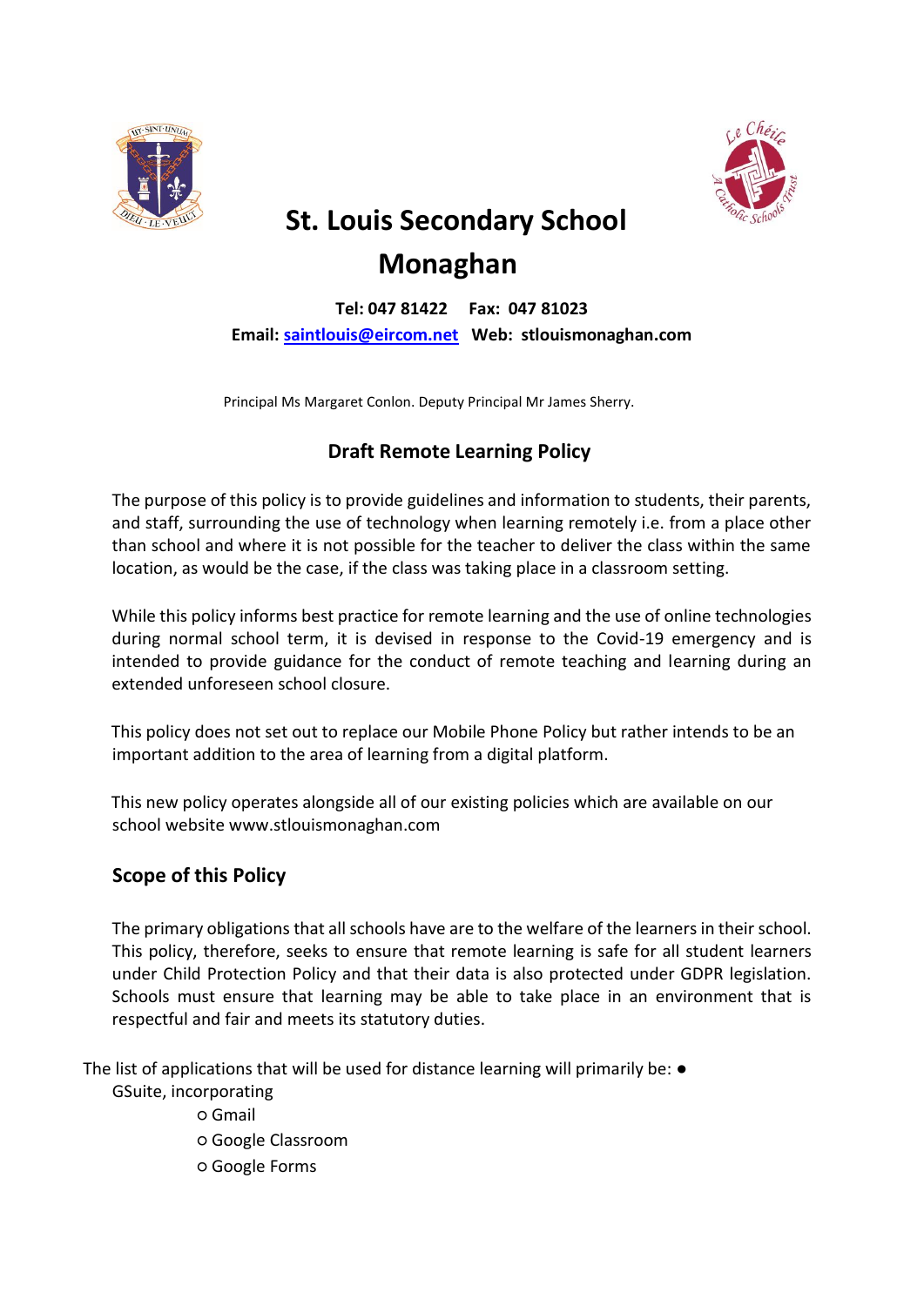# St. Louis Secondary School Monaghan

**Tel: 047 81422 Fax: 047 81023**
**Email: saintlouis@eircom.net Web: stlouismonaghan.com**

Principal Ms Margaret Conlon. Deputy Principal Mr James Sherry.

## Draft Remote Learning Policy

The purpose of this policy is to provide guidelines and information to students, their parents, and staff, surrounding the use of technology when learning remotely i.e. from a place other than school and where it is not possible for the teacher to deliver the class within the same location, as would be the case, if the class was taking place in a classroom setting.

While this policy informs best practice for remote learning and the use of online technologies during normal school term, it is devised in response to the Covid-19 emergency and is intended to provide guidance for the conduct of remote teaching and learning during an extended unforeseen school closure.

This policy does not set out to replace our Mobile Phone Policy but rather intends to be an important addition to the area of learning from a digital platform.

This new policy operates alongside all of our existing policies which are available on our school website www.stlouismonaghan.com

## Scope of this Policy

The primary obligations that all schools have are to the welfare of the learners in their school. This policy, therefore, seeks to ensure that remote learning is safe for all student learners under Child Protection Policy and that their data is also protected under GDPR legislation. Schools must ensure that learning may be able to take place in an environment that is respectful and fair and meets its statutory duties.

The list of applications that will be used for distance learning will primarily be: ●

GSuite, incorporating

- ○ Gmail
- ○ Google Classroom
- ○ Google Forms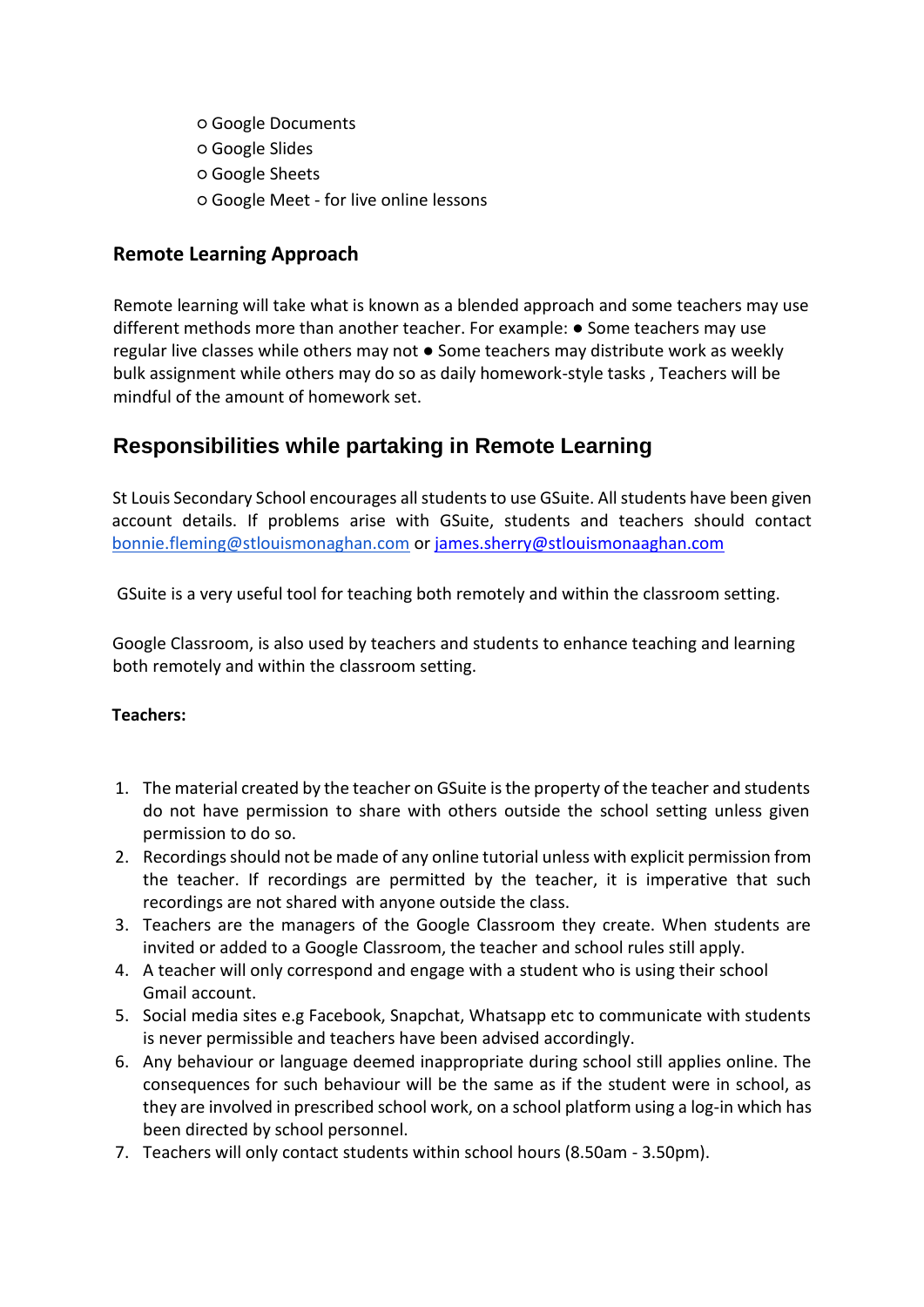- Google Documents
- Google Slides
- Google Sheets
- Google Meet - for live online lessons

### Remote Learning Approach

Remote learning will take what is known as a blended approach and some teachers may use different methods more than another teacher. For example: ● Some teachers may use regular live classes while others may not ● Some teachers may distribute work as weekly bulk assignment while others may do so as daily homework-style tasks , Teachers will be mindful of the amount of homework set.

## Responsibilities while partaking in Remote Learning

St Louis Secondary School encourages all students to use GSuite. All students have been given account details. If problems arise with GSuite, students and teachers should contact bonnie.fleming@stlouismonaghan.com or james.sherry@stlouismonaaghan.com

GSuite is a very useful tool for teaching both remotely and within the classroom setting.

Google Classroom, is also used by teachers and students to enhance teaching and learning both remotely and within the classroom setting.

**Teachers:**

1. The material created by the teacher on GSuite is the property of the teacher and students do not have permission to share with others outside the school setting unless given permission to do so.
2. Recordings should not be made of any online tutorial unless with explicit permission from the teacher. If recordings are permitted by the teacher, it is imperative that such recordings are not shared with anyone outside the class.
3. Teachers are the managers of the Google Classroom they create. When students are invited or added to a Google Classroom, the teacher and school rules still apply.
4. A teacher will only correspond and engage with a student who is using their school Gmail account.
5. Social media sites e.g Facebook, Snapchat, Whatsapp etc to communicate with students is never permissible and teachers have been advised accordingly.
6. Any behaviour or language deemed inappropriate during school still applies online. The consequences for such behaviour will be the same as if the student were in school, as they are involved in prescribed school work, on a school platform using a log-in which has been directed by school personnel.
7. Teachers will only contact students within school hours (8.50am - 3.50pm).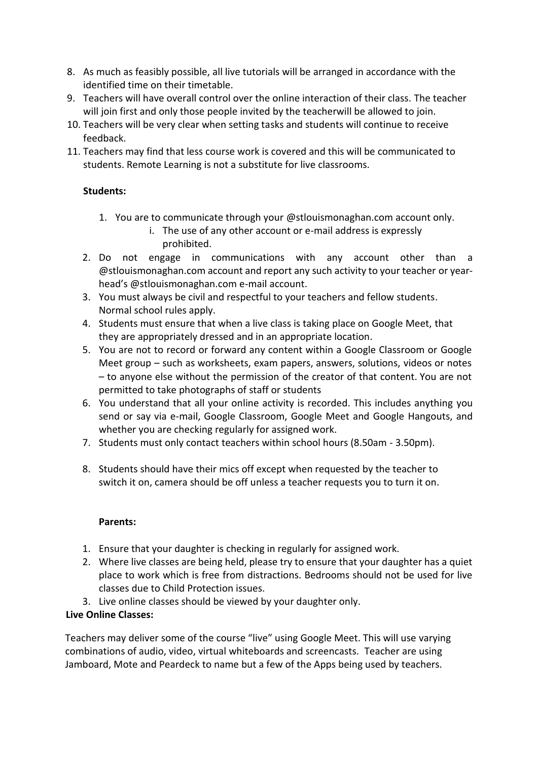8. As much as feasibly possible, all live tutorials will be arranged in accordance with the identified time on their timetable.
9. Teachers will have overall control over the online interaction of their class. The teacher will join first and only those people invited by the teacherwill be allowed to join.
10. Teachers will be very clear when setting tasks and students will continue to receive feedback.
11. Teachers may find that less course work is covered and this will be communicated to students. Remote Learning is not a substitute for live classrooms.

**Students:**

1. You are to communicate through your @stlouismonaghan.com account only.
    i. The use of any other account or e-mail address is expressly prohibited.
2. Do not engage in communications with any account other than a @stlouismonaghan.com account and report any such activity to your teacher or year-head's @stlouismonaghan.com e-mail account.
3. You must always be civil and respectful to your teachers and fellow students. Normal school rules apply.
4. Students must ensure that when a live class is taking place on Google Meet, that they are appropriately dressed and in an appropriate location.
5. You are not to record or forward any content within a Google Classroom or Google Meet group – such as worksheets, exam papers, answers, solutions, videos or notes – to anyone else without the permission of the creator of that content. You are not permitted to take photographs of staff or students
6. You understand that all your online activity is recorded. This includes anything you send or say via e-mail, Google Classroom, Google Meet and Google Hangouts, and whether you are checking regularly for assigned work.
7. Students must only contact teachers within school hours (8.50am - 3.50pm).
8. Students should have their mics off except when requested by the teacher to switch it on, camera should be off unless a teacher requests you to turn it on.

**Parents:**

1. Ensure that your daughter is checking in regularly for assigned work.
2. Where live classes are being held, please try to ensure that your daughter has a quiet place to work which is free from distractions. Bedrooms should not be used for live classes due to Child Protection issues.
3. Live online classes should be viewed by your daughter only.

**Live Online Classes:**

Teachers may deliver some of the course "live" using Google Meet. This will use varying combinations of audio, video, virtual whiteboards and screencasts. Teacher are using Jamboard, Mote and Peardeck to name but a few of the Apps being used by teachers.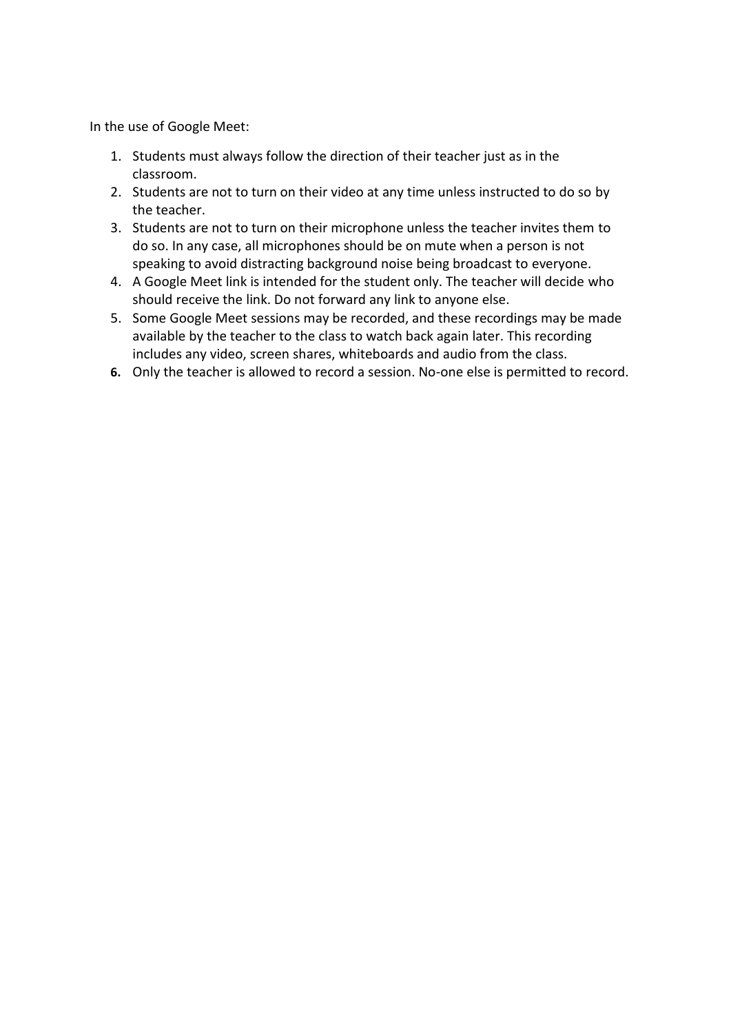In the use of Google Meet:

1. Students must always follow the direction of their teacher just as in the classroom.
2. Students are not to turn on their video at any time unless instructed to do so by the teacher.
3. Students are not to turn on their microphone unless the teacher invites them to do so. In any case, all microphones should be on mute when a person is not speaking to avoid distracting background noise being broadcast to everyone.
4. A Google Meet link is intended for the student only. The teacher will decide who should receive the link. Do not forward any link to anyone else.
5. Some Google Meet sessions may be recorded, and these recordings may be made available by the teacher to the class to watch back again later. This recording includes any video, screen shares, whiteboards and audio from the class.
6. Only the teacher is allowed to record a session. No-one else is permitted to record.